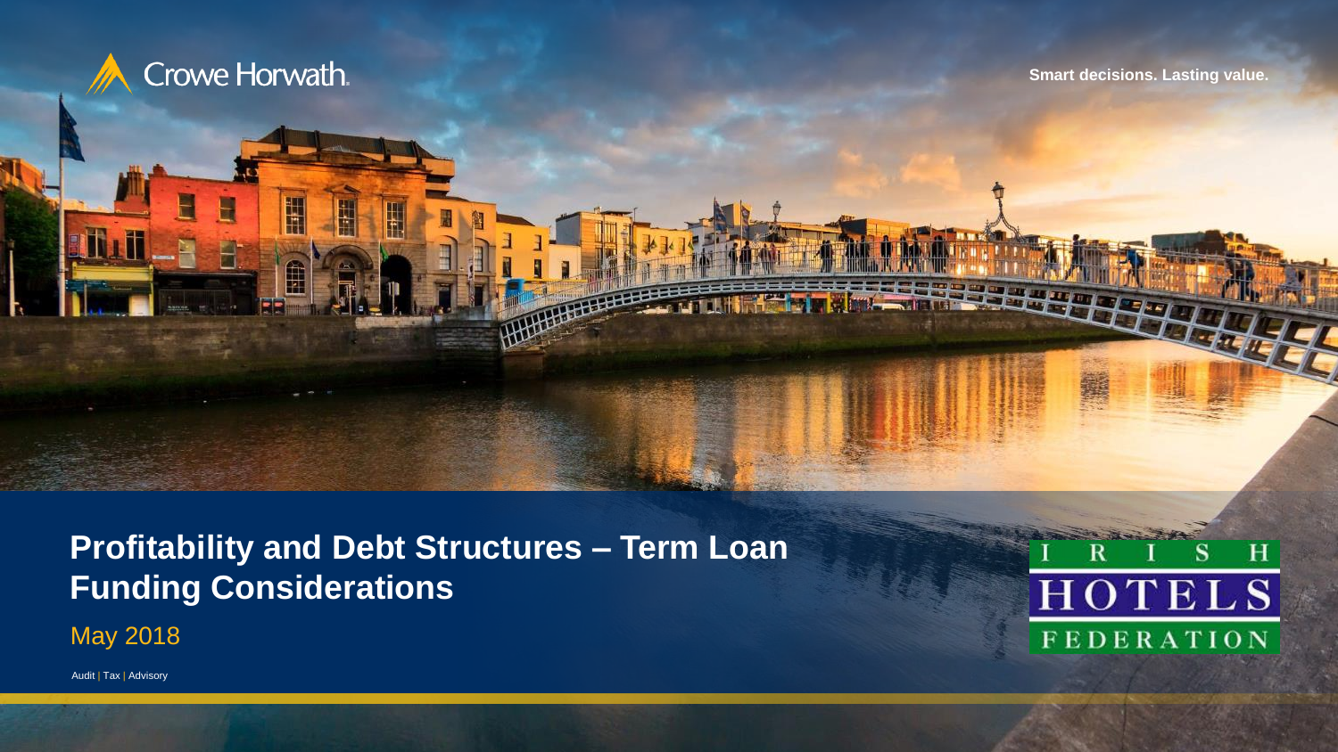Crowe Horwath.

Smart decisions. Lasting value.

# Profitability and Debt Structures – Term Loan Funding Considerations

May 2018

Audit | Tax | Advisory

IRISH HOTELS FEDERATION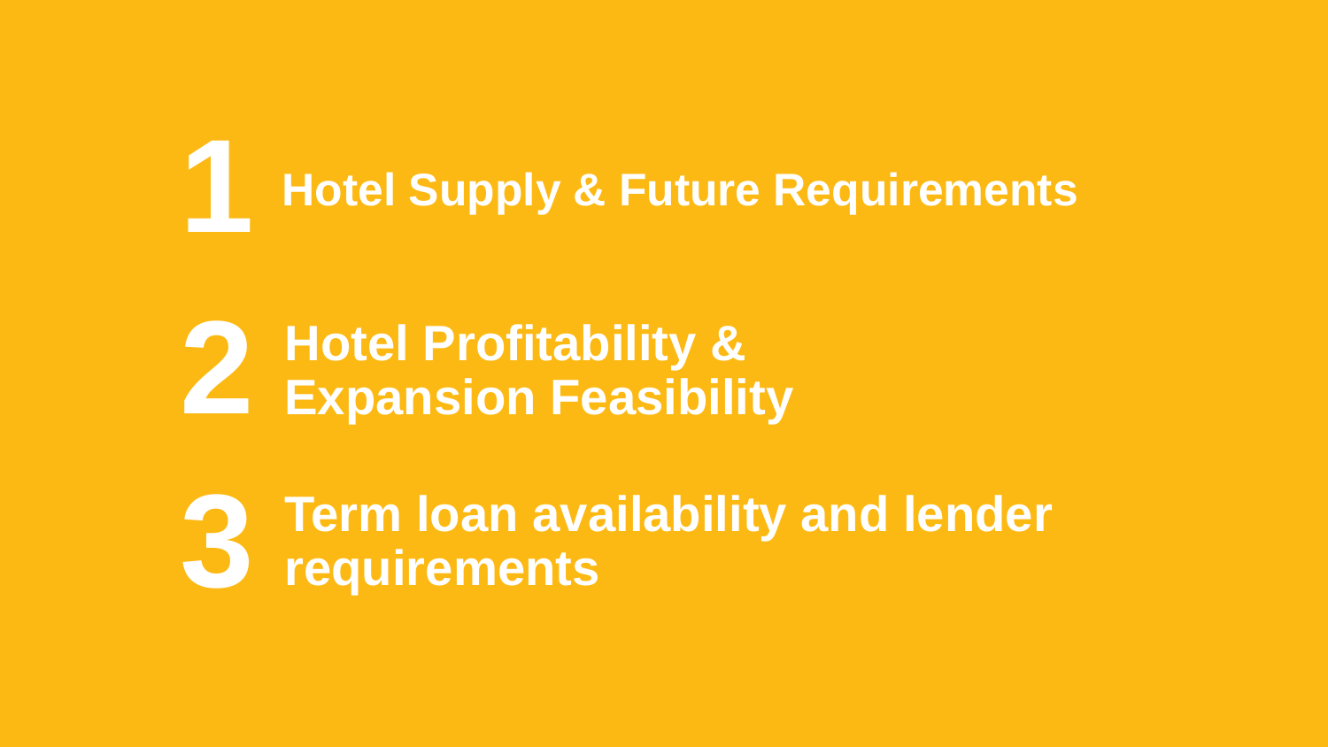1. **Hotel Supply & Future Requirements**

2. **Hotel Profitability & Expansion Feasibility**

3. **Term loan availability and lender requirements**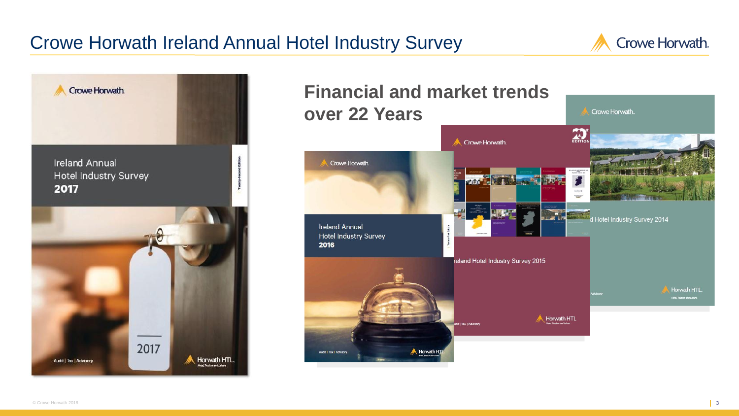# Crowe Horwath Ireland Annual Hotel Industry Survey

## Financial and market trends over 22 Years

Ireland Annual Hotel Industry Survey 2017

Ireland Annual Hotel Industry Survey 2016

Ireland Hotel Industry Survey 2015

Hotel Industry Survey 2014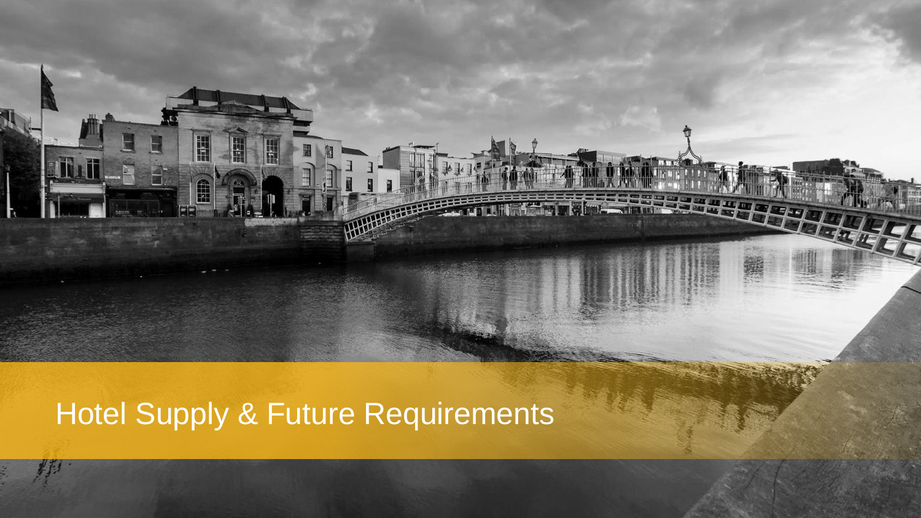# Hotel Supply & Future Requirements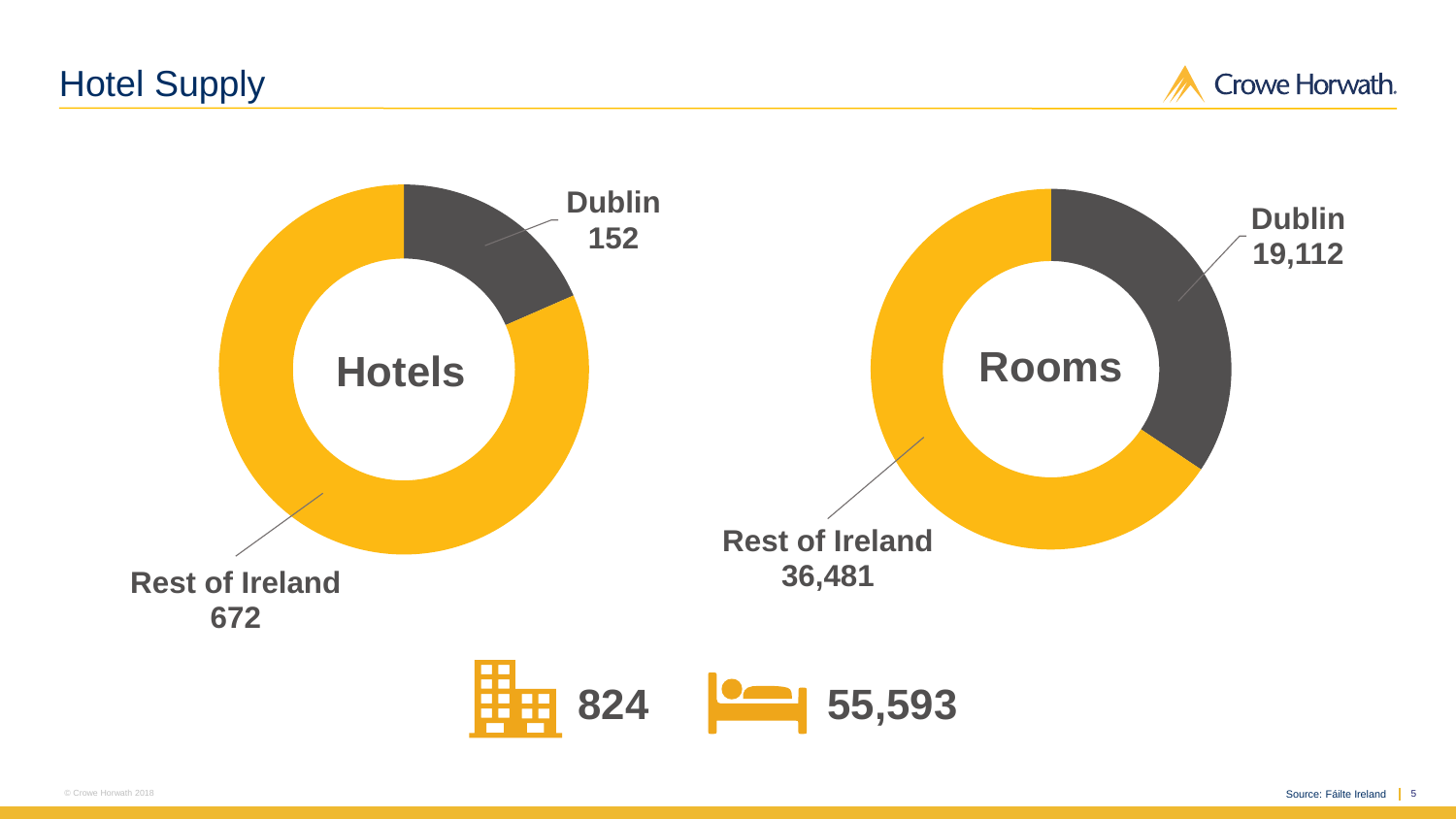# Hotel Supply

**Hotels**

**Dublin**
**152**

**Rest of Ireland**
**672**

**Rooms**

**Dublin**
**19,112**

**Rest of Ireland**
**36,481**

**824** **55,593**

Source: Fáilte Ireland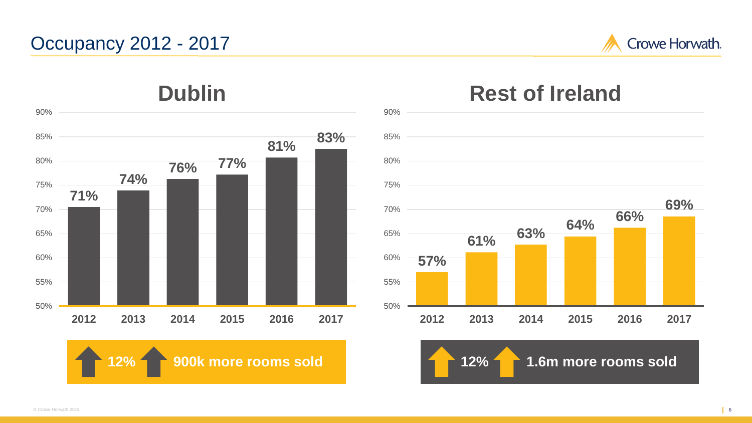# Occupancy 2012 - 2017

## Dublin

| Year | Occupancy |
|---|---|
| 2012 | 71% |
| 2013 | 74% |
| 2014 | 76% |
| 2015 | 77% |
| 2016 | 81% |
| 2017 | 83% |

**12%** **900k more rooms sold**

## Rest of Ireland

| Year | Occupancy |
|---|---|
| 2012 | 57% |
| 2013 | 61% |
| 2014 | 63% |
| 2015 | 64% |
| 2016 | 66% |
| 2017 | 69% |

**12%** **1.6m more rooms sold**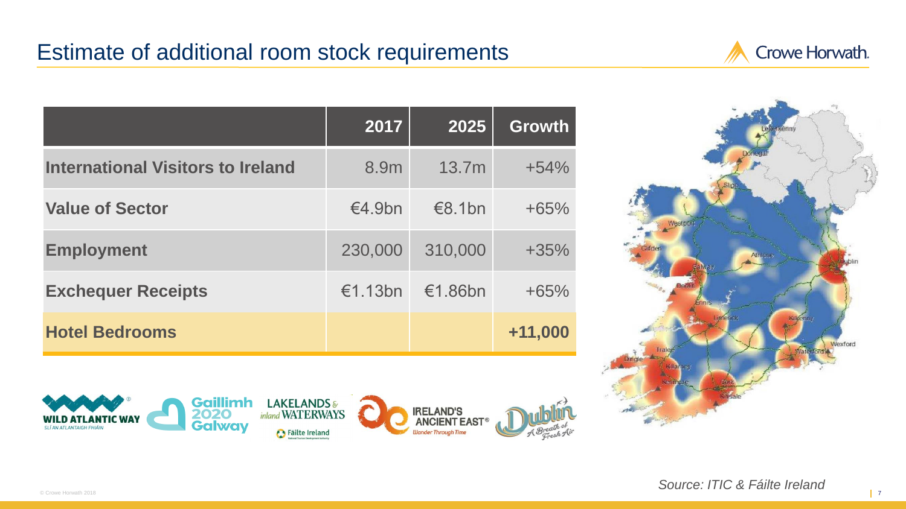# Estimate of additional room stock requirements

| | 2017 | 2025 | Growth |
|---|---|---|---|
| **International Visitors to Ireland** | 8.9m | 13.7m | +54% |
| **Value of Sector** | €4.9bn | €8.1bn | +65% |
| **Employment** | 230,000 | 310,000 | +35% |
| **Exchequer Receipts** | €1.13bn | €1.86bn | +65% |
| **Hotel Bedrooms** | | | **+11,000** |

*Source: ITIC & Fáilte Ireland*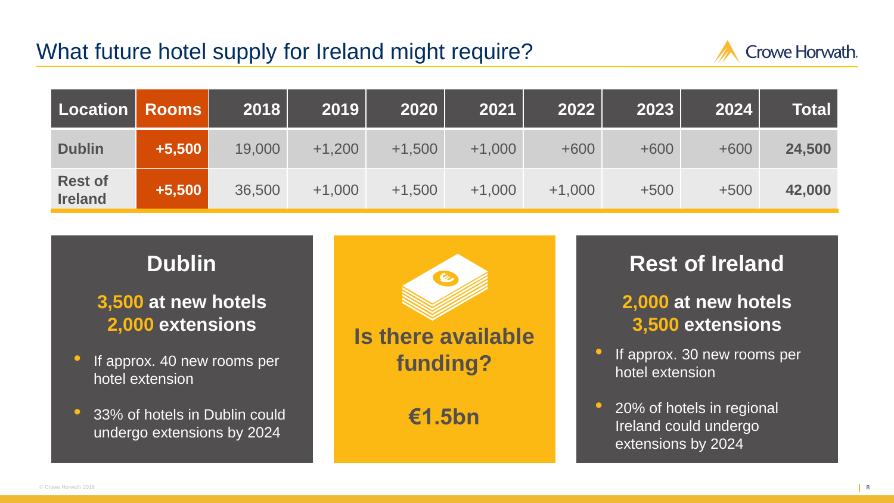# What future hotel supply for Ireland might require?

| Location | Rooms | 2018 | 2019 | 2020 | 2021 | 2022 | 2023 | 2024 | Total |
|---|---|---|---|---|---|---|---|---|---|
| **Dublin** | **+5,500** | 19,000 | +1,200 | +1,500 | +1,000 | +600 | +600 | +600 | **24,500** |
| **Rest of Ireland** | **+5,500** | 36,500 | +1,000 | +1,500 | +1,000 | +1,000 | +500 | +500 | **42,000** |

## Dublin

**3,500 at new hotels**
**2,000 extensions**

- If approx. 40 new rooms per hotel extension
- 33% of hotels in Dublin could undergo extensions by 2024

## Is there available funding?

**€1.5bn**

## Rest of Ireland

**2,000 at new hotels**
**3,500 extensions**

- If approx. 30 new rooms per hotel extension
- 20% of hotels in regional Ireland could undergo extensions by 2024

© Crowe Horwath 2018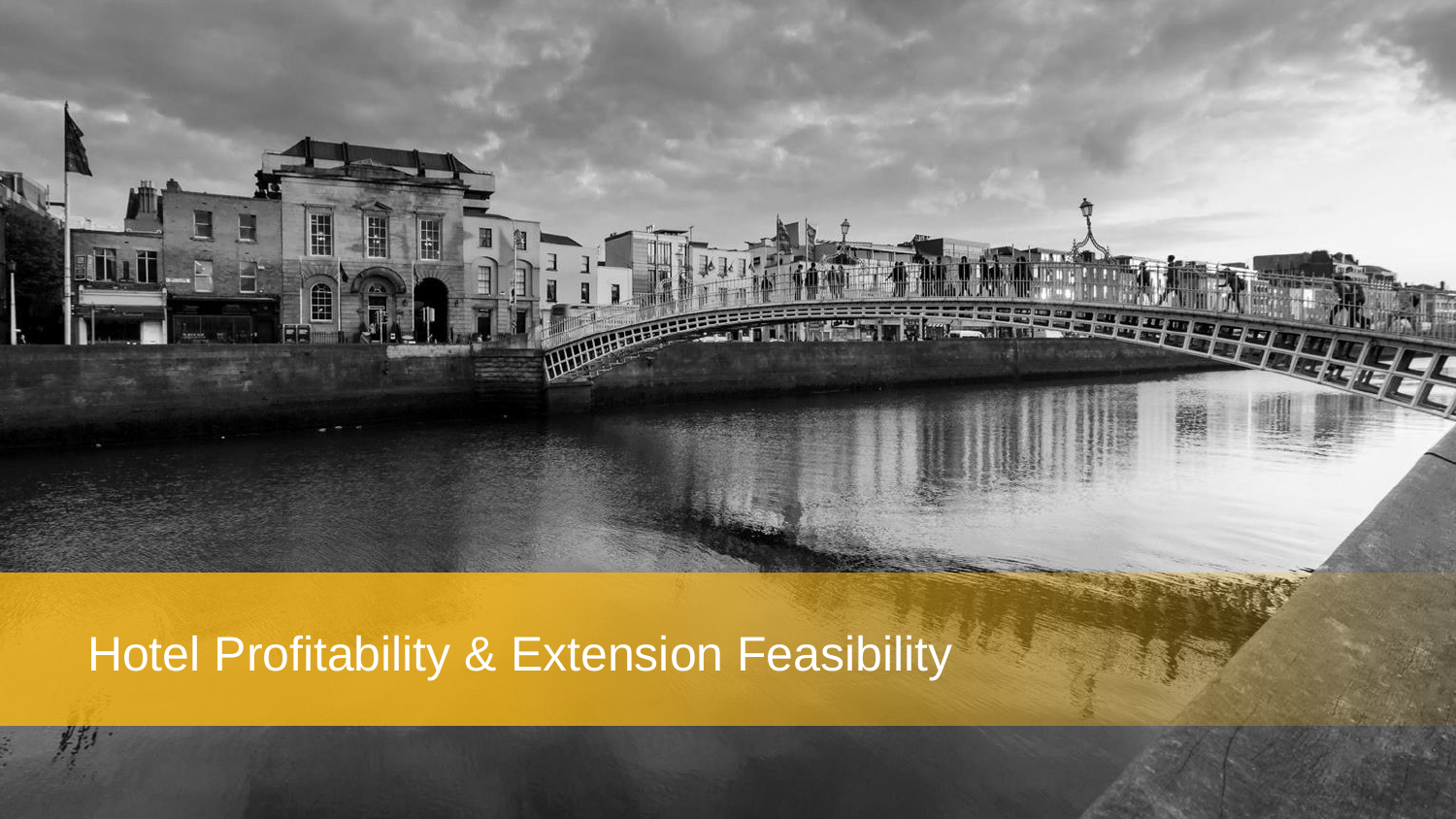# Hotel Profitability & Extension Feasibility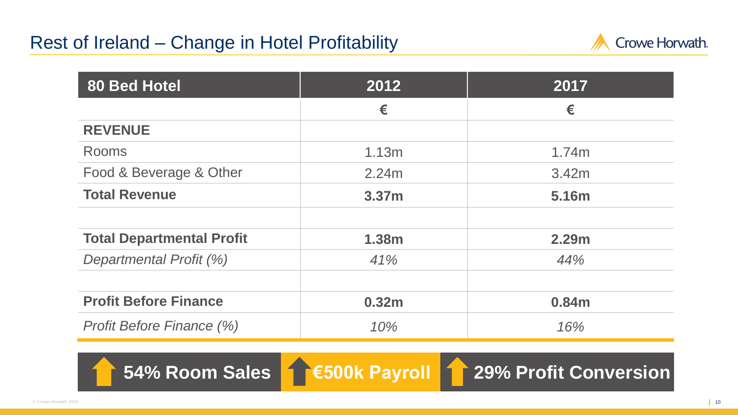# Rest of Ireland – Change in Hotel Profitability

| 80 Bed Hotel | 2012 | 2017 |
|---|---|---|
| | € | € |
| **REVENUE** | | |
| Rooms | 1.13m | 1.74m |
| Food & Beverage & Other | 2.24m | 3.42m |
| **Total Revenue** | **3.37m** | **5.16m** |
| | | |
| **Total Departmental Profit** | **1.38m** | **2.29m** |
| *Departmental Profit (%)* | *41%* | *44%* |
| | | |
| **Profit Before Finance** | **0.32m** | **0.84m** |
| *Profit Before Finance (%)* | *10%* | *16%* |

**54% Room Sales** | **€500k Payroll** | **29% Profit Conversion**

© Crowe Horwath 2018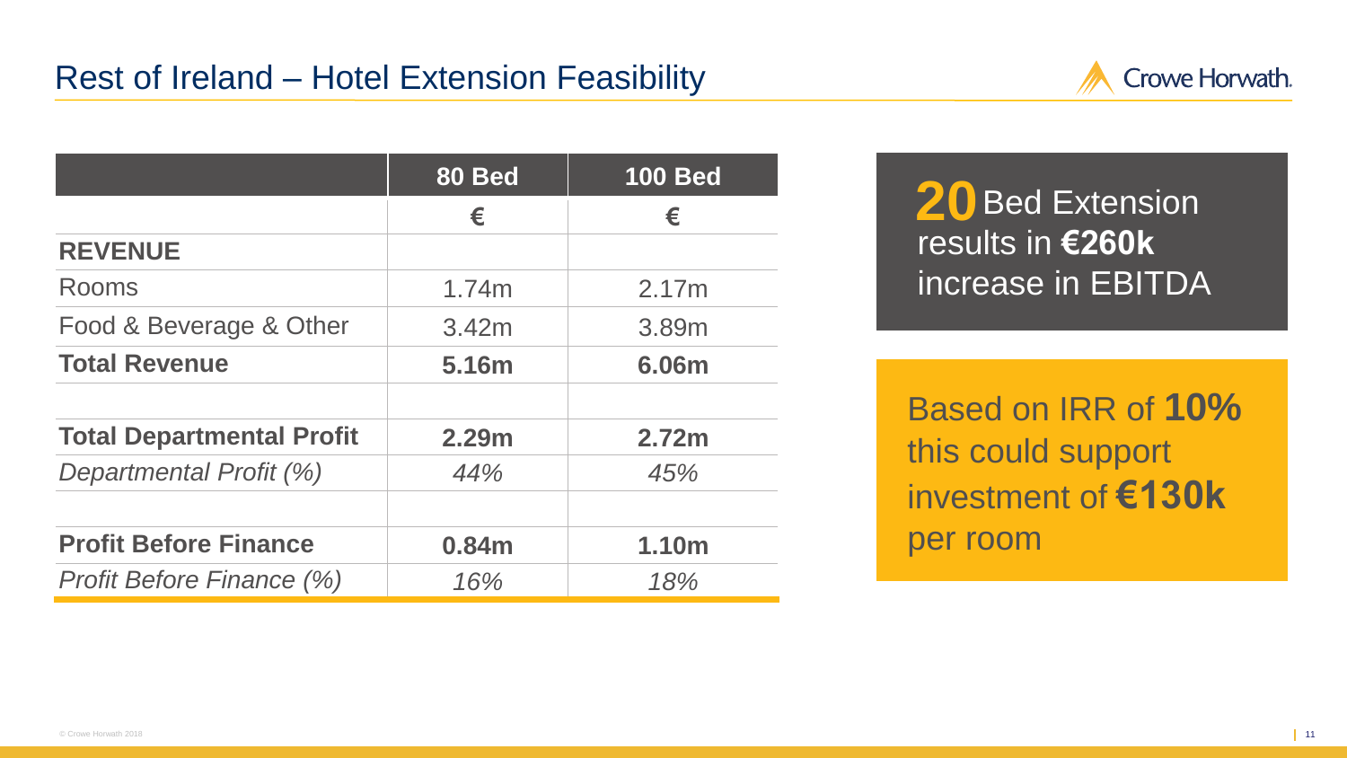# Rest of Ireland – Hotel Extension Feasibility

| | 80 Bed | 100 Bed |
|---|---|---|
| | € | € |
| **REVENUE** | | |
| Rooms | 1.74m | 2.17m |
| Food & Beverage & Other | 3.42m | 3.89m |
| **Total Revenue** | **5.16m** | **6.06m** |
| | | |
| **Total Departmental Profit** | **2.29m** | **2.72m** |
| *Departmental Profit (%)* | *44%* | *45%* |
| | | |
| **Profit Before Finance** | **0.84m** | **1.10m** |
| *Profit Before Finance (%)* | *16%* | *18%* |

**20** Bed Extension results in **€260k** increase in EBITDA

Based on IRR of **10%** this could support investment of **€130k** per room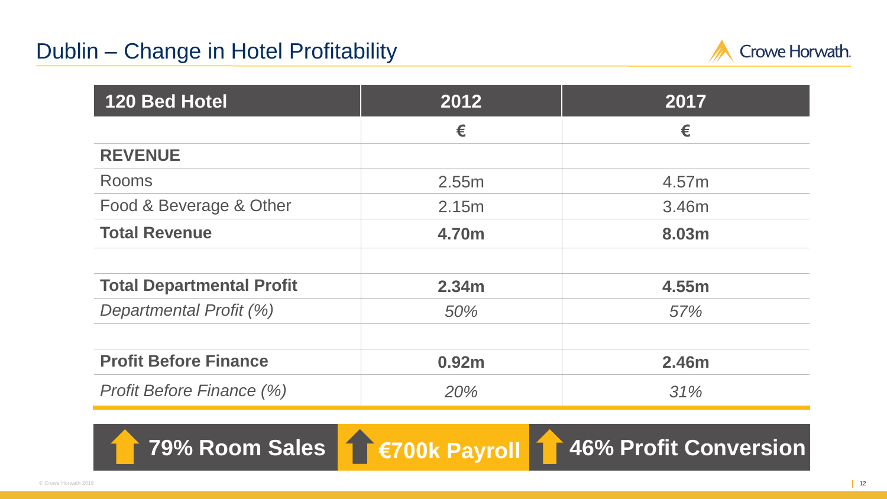# Dublin – Change in Hotel Profitability

| 120 Bed Hotel | 2012 | 2017 |
|---|---|---|
| | € | € |
| **REVENUE** | | |
| Rooms | 2.55m | 4.57m |
| Food & Beverage & Other | 2.15m | 3.46m |
| **Total Revenue** | **4.70m** | **8.03m** |
| | | |
| **Total Departmental Profit** | **2.34m** | **4.55m** |
| *Departmental Profit (%)* | *50%* | *57%* |
| | | |
| **Profit Before Finance** | **0.92m** | **2.46m** |
| *Profit Before Finance (%)* | *20%* | *31%* |

**79% Room Sales** | **€700k Payroll** | **46% Profit Conversion**

© Crowe Horwath 2018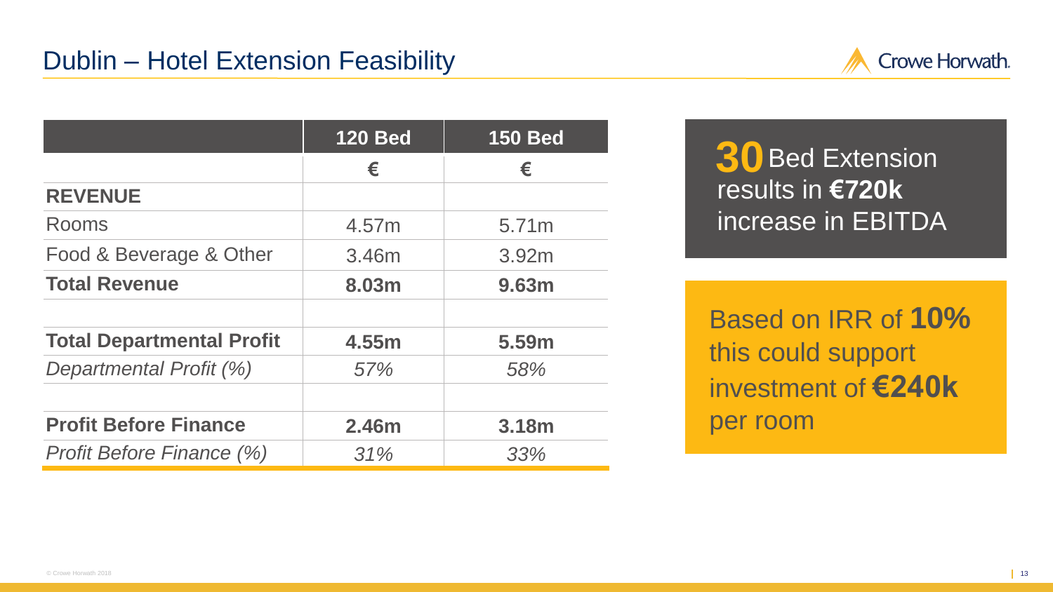## Dublin – Hotel Extension Feasibility

| | 120 Bed | 150 Bed |
|---|---|---|
| | € | € |
| **REVENUE** | | |
| Rooms | 4.57m | 5.71m |
| Food & Beverage & Other | 3.46m | 3.92m |
| **Total Revenue** | **8.03m** | **9.63m** |
| | | |
| **Total Departmental Profit** | **4.55m** | **5.59m** |
| *Departmental Profit (%)* | *57%* | *58%* |
| | | |
| **Profit Before Finance** | **2.46m** | **3.18m** |
| *Profit Before Finance (%)* | *31%* | *33%* |

**30** Bed Extension results in **€720k** increase in EBITDA

Based on IRR of **10%** this could support investment of **€240k** per room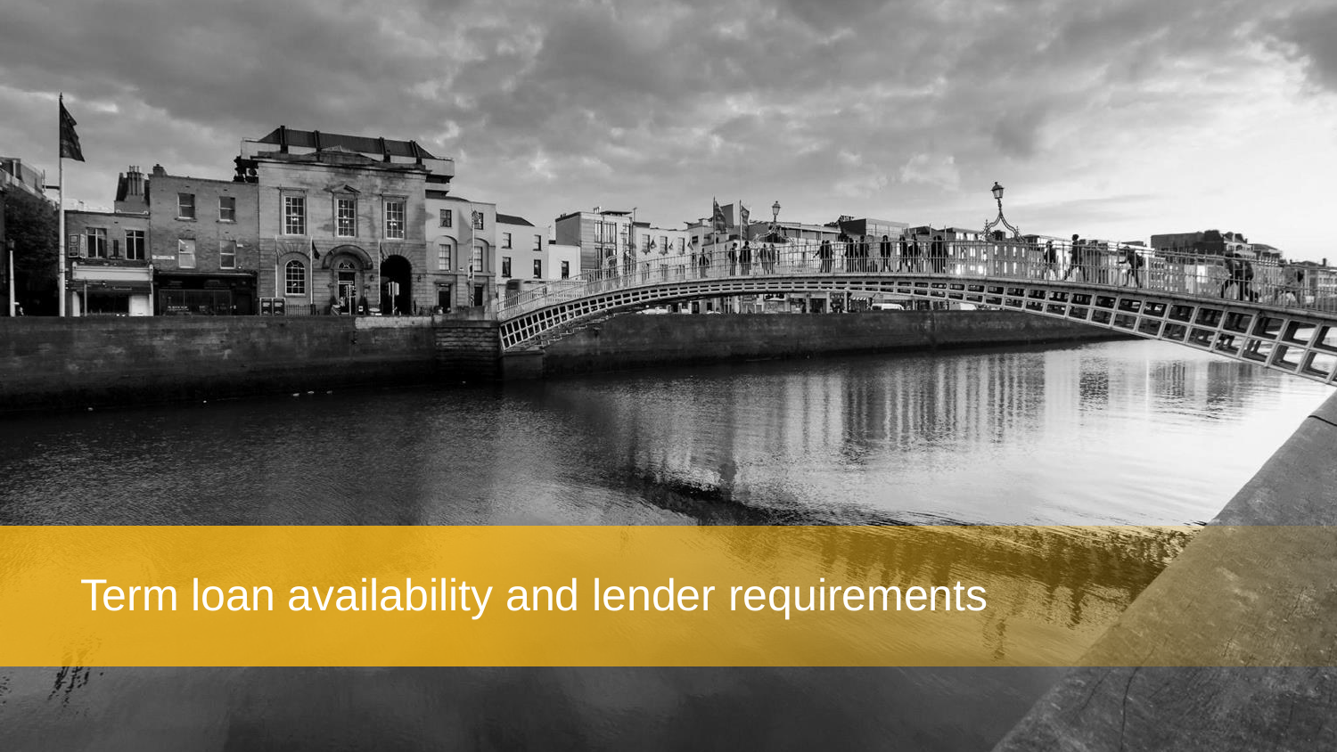# Term loan availability and lender requirements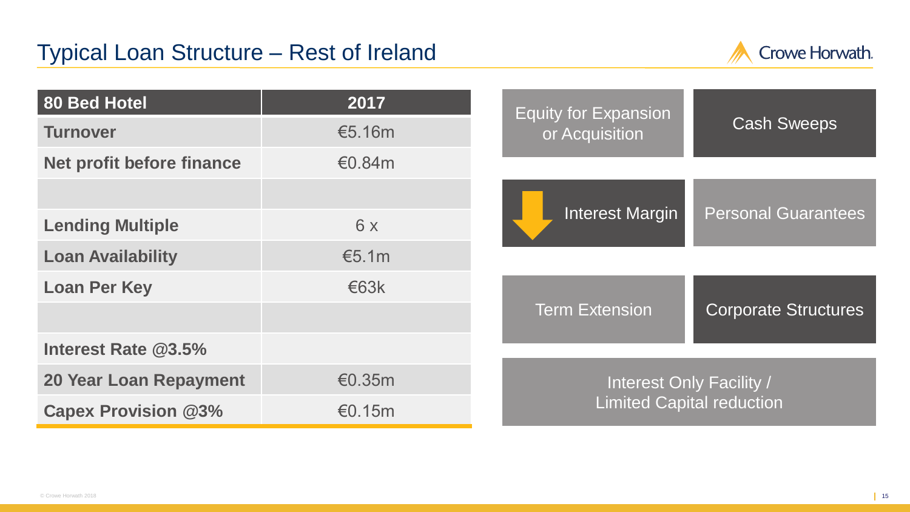# Typical Loan Structure – Rest of Ireland

| 80 Bed Hotel | 2017 |
|---|---|
| Turnover | €5.16m |
| Net profit before finance | €0.84m |
| | |
| Lending Multiple | 6 x |
| Loan Availability | €5.1m |
| Loan Per Key | €63k |
| | |
| Interest Rate @3.5% | |
| 20 Year Loan Repayment | €0.35m |
| Capex Provision @3% | €0.15m |

- Equity for Expansion or Acquisition
- Cash Sweeps
- Interest Margin
- Personal Guarantees
- Term Extension
- Corporate Structures
- Interest Only Facility / Limited Capital reduction

© Crowe Horwath 2018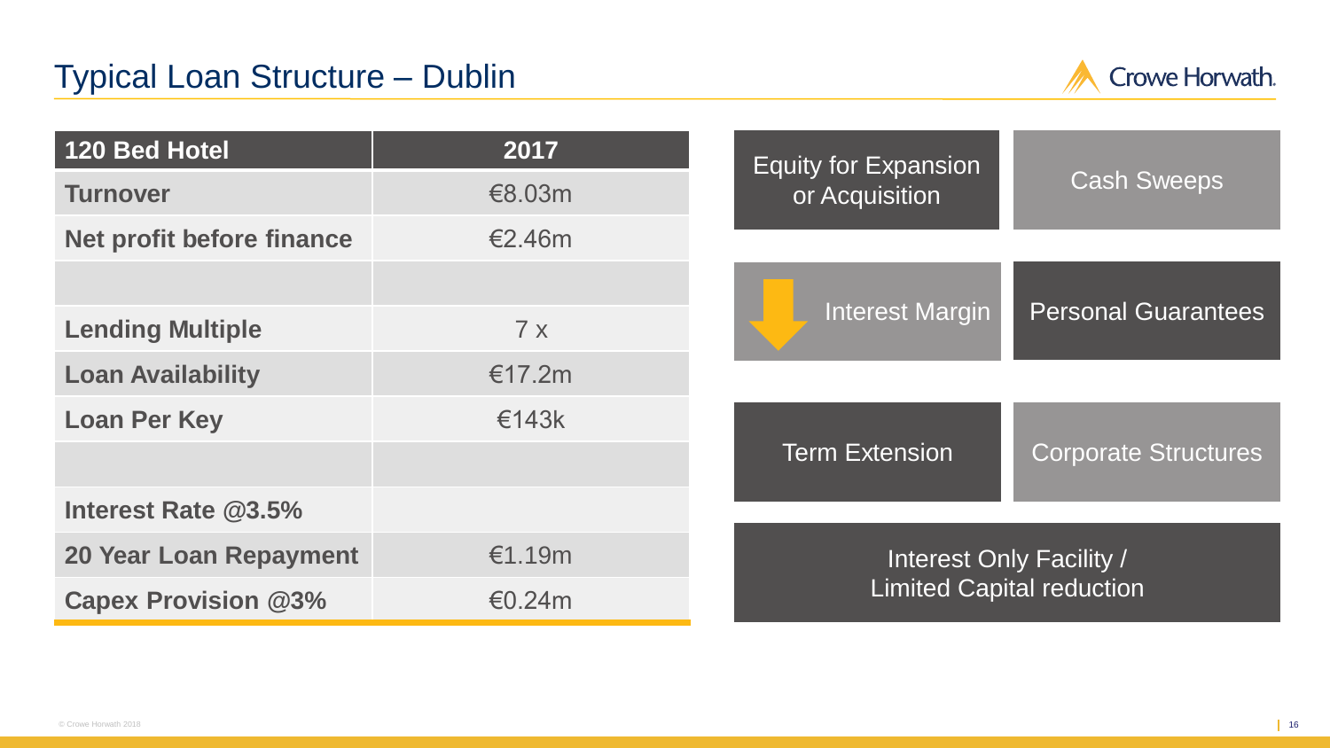# Typical Loan Structure – Dublin

| 120 Bed Hotel | 2017 |
|---|---|
| **Turnover** | €8.03m |
| **Net profit before finance** | €2.46m |
| | |
| **Lending Multiple** | 7 x |
| **Loan Availability** | €17.2m |
| **Loan Per Key** | €143k |
| | |
| **Interest Rate @3.5%** | |
| **20 Year Loan Repayment** | €1.19m |
| **Capex Provision @3%** | €0.24m |

- Equity for Expansion or Acquisition
- Cash Sweeps
- Interest Margin
- Personal Guarantees
- Term Extension
- Corporate Structures
- Interest Only Facility / Limited Capital reduction

© Crowe Horwath 2018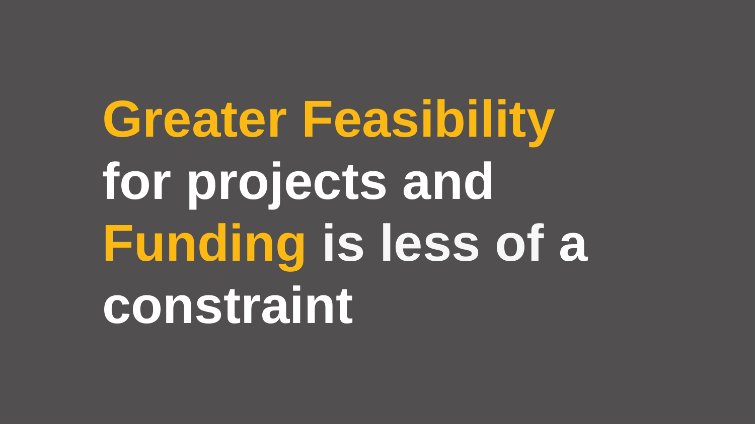**Greater Feasibility** for projects and **Funding** is less of a constraint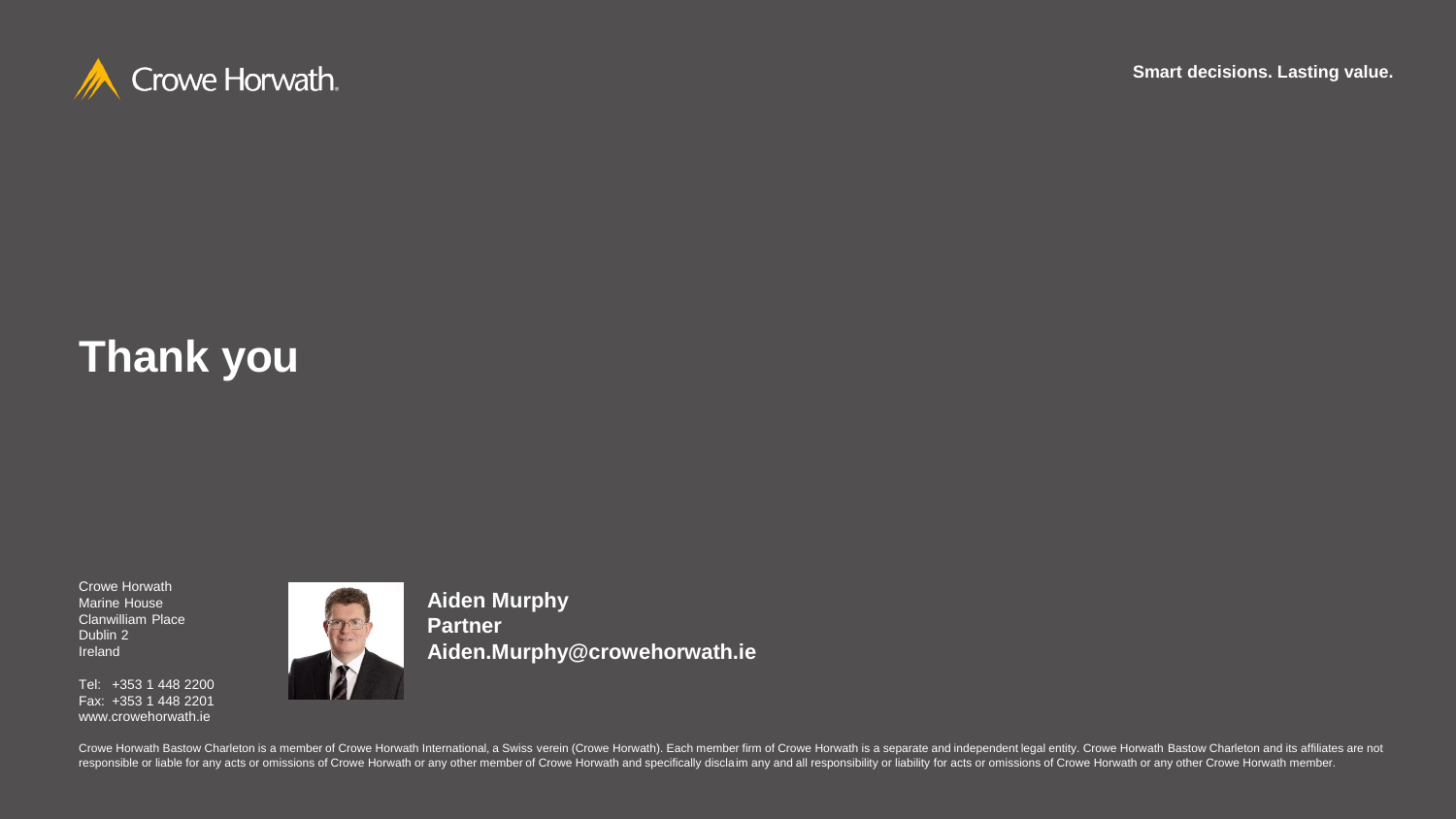Crowe Horwath.

Smart decisions. Lasting value.

# Thank you

Crowe Horwath
Marine House
Clanwilliam Place
Dublin 2
Ireland

Tel: +353 1 448 2200
Fax: +353 1 448 2201
www.crowehorwath.ie

**Aiden Murphy**
**Partner**
**Aiden.Murphy@crowehorwath.ie**

Crowe Horwath Bastow Charleton is a member of Crowe Horwath International, a Swiss verein (Crowe Horwath). Each member firm of Crowe Horwath is a separate and independent legal entity. Crowe Horwath Bastow Charleton and its affiliates are not responsible or liable for any acts or omissions of Crowe Horwath or any other member of Crowe Horwath and specifically disclaim any and all responsibility or liability for acts or omissions of Crowe Horwath or any other Crowe Horwath member.